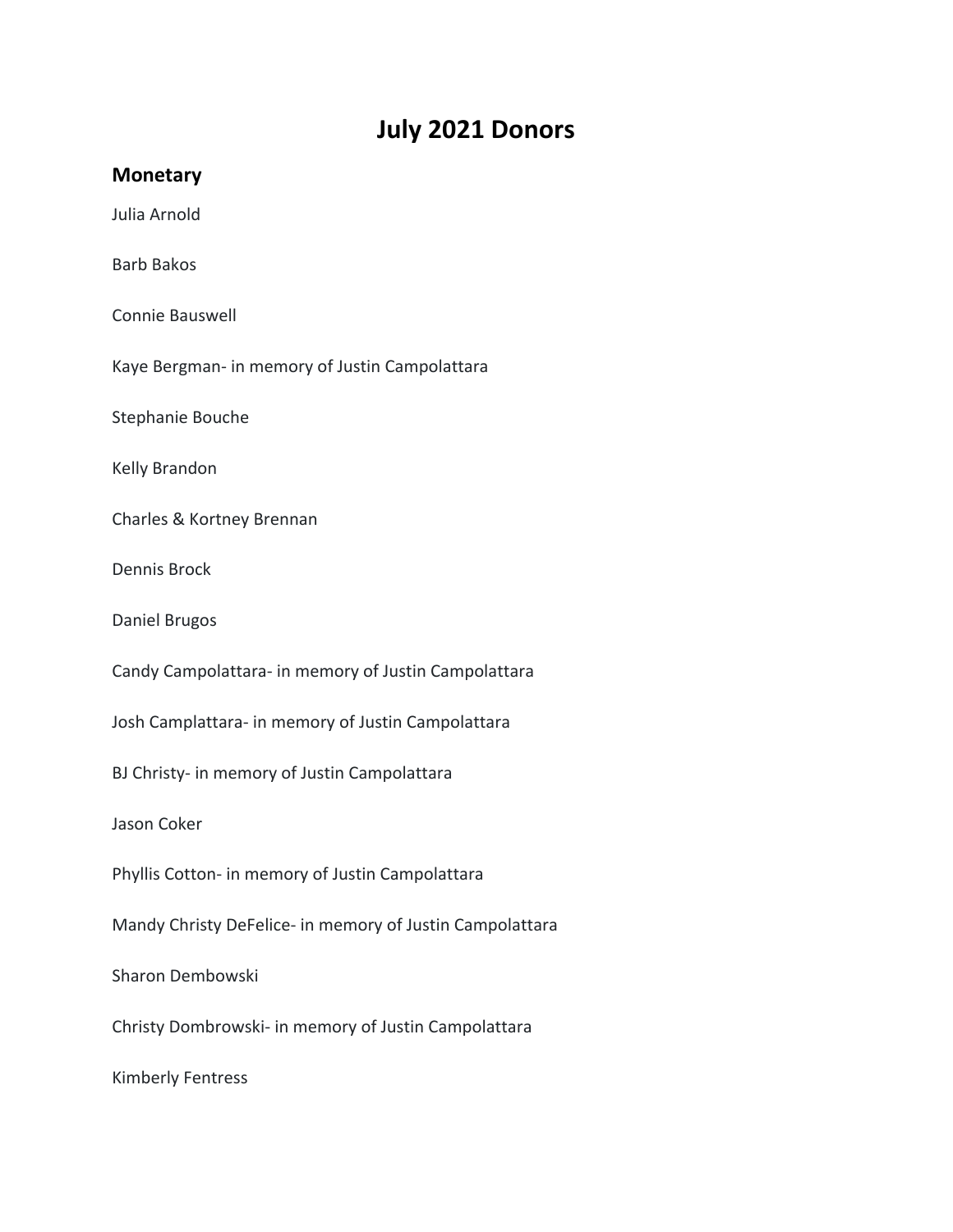# July 2021 Donors

## Monetary

Julia Arnold

Barb Bakos

Connie Bauswell

Kaye Bergman- in memory of Justin Campolattara

Stephanie Bouche

Kelly Brandon

Charles & Kortney Brennan

Dennis Brock

Daniel Brugos

Candy Campolattara- in memory of Justin Campolattara

Josh Camplattara- in memory of Justin Campolattara

BJ Christy- in memory of Justin Campolattara

Jason Coker

Phyllis Cotton- in memory of Justin Campolattara

Mandy Christy DeFelice- in memory of Justin Campolattara

Sharon Dembowski

Christy Dombrowski- in memory of Justin Campolattara

Kimberly Fentress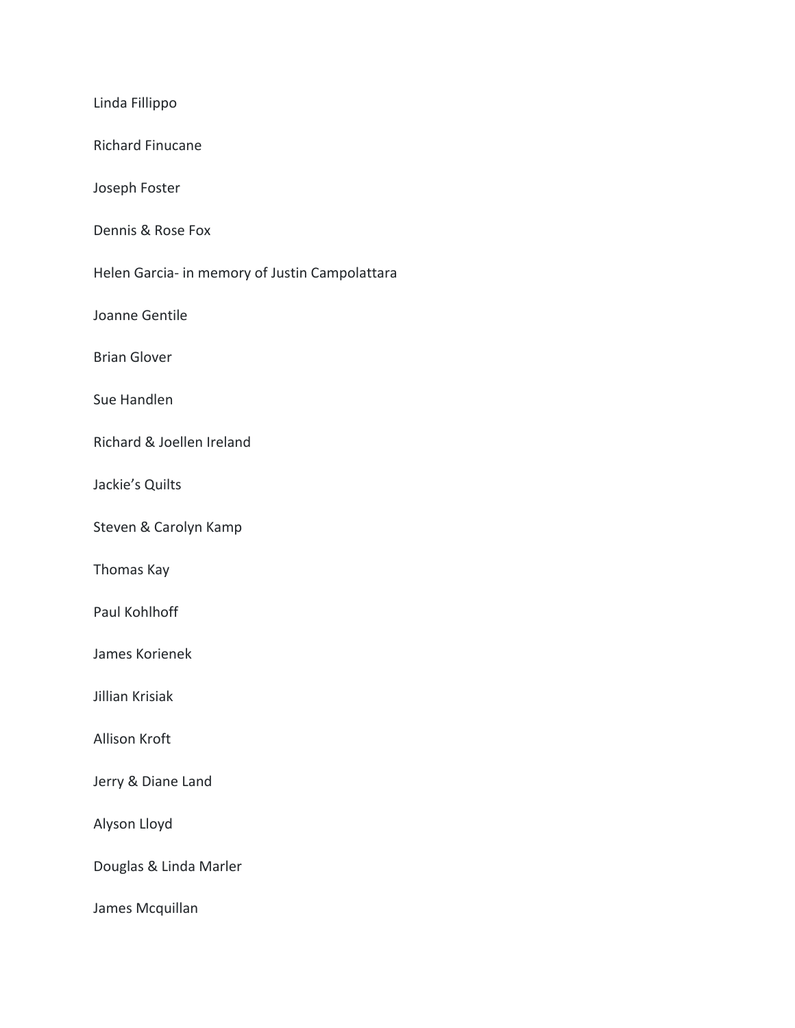Linda Fillippo

Richard Finucane

Joseph Foster

Dennis & Rose Fox

Helen Garcia- in memory of Justin Campolattara

Joanne Gentile

Brian Glover

Sue Handlen

Richard & Joellen Ireland

Jackie’s Quilts

Steven & Carolyn Kamp

Thomas Kay

Paul Kohlhoff

James Korienek

Jillian Krisiak

Allison Kroft

Jerry & Diane Land

Alyson Lloyd

Douglas & Linda Marler

James Mcquillan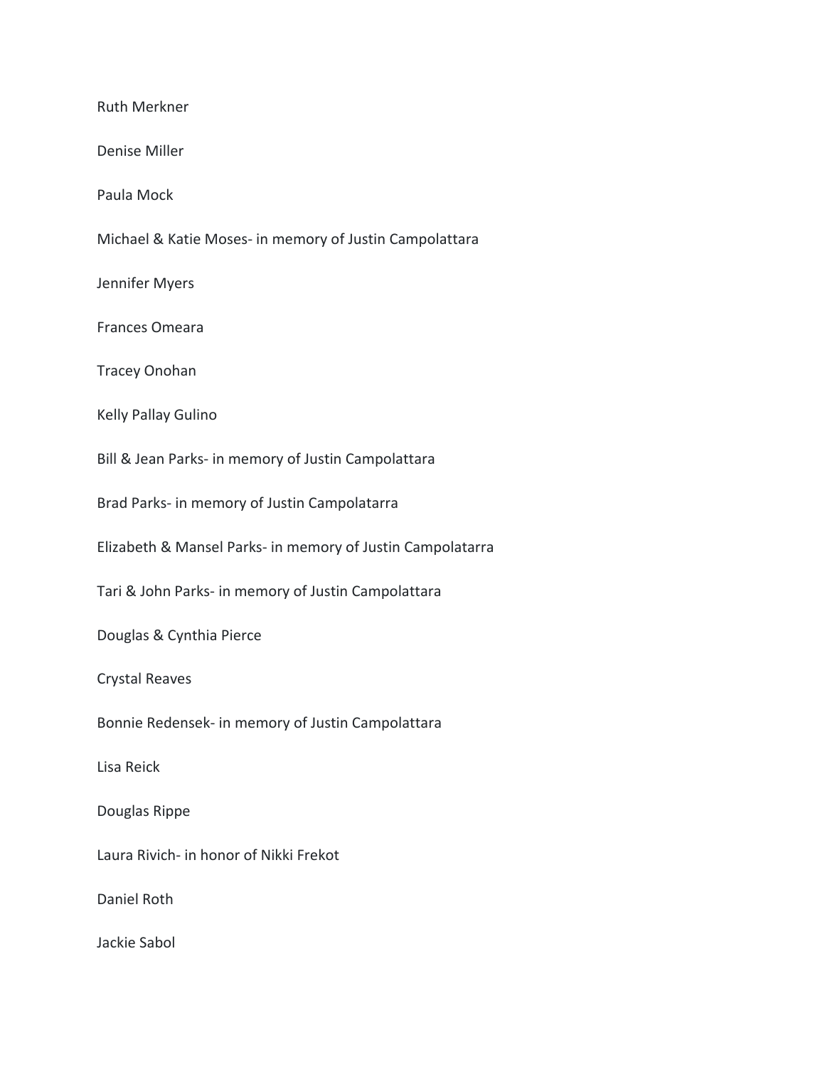Ruth Merkner

Denise Miller

Paula Mock

Michael & Katie Moses- in memory of Justin Campolattara

Jennifer Myers

Frances Omeara

Tracey Onohan

Kelly Pallay Gulino

Bill & Jean Parks- in memory of Justin Campolattara

Brad Parks- in memory of Justin Campolatarra

Elizabeth & Mansel Parks- in memory of Justin Campolatarra

Tari & John Parks- in memory of Justin Campolattara

Douglas & Cynthia Pierce

Crystal Reaves

Bonnie Redensek- in memory of Justin Campolattara

Lisa Reick

Douglas Rippe

Laura Rivich- in honor of Nikki Frekot

Daniel Roth

Jackie Sabol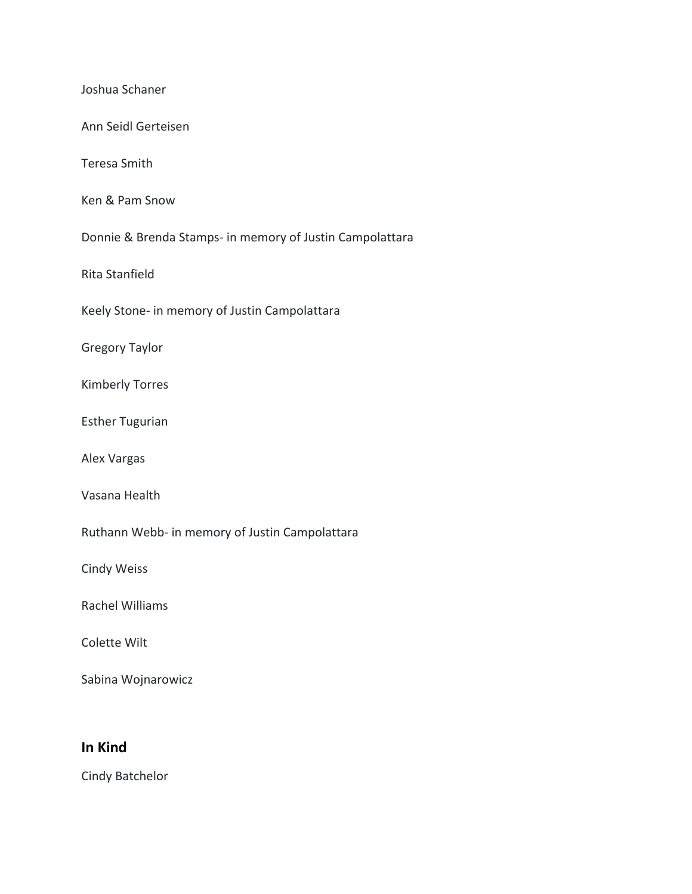Joshua Schaner

Ann Seidl Gerteisen

Teresa Smith

Ken & Pam Snow

Donnie & Brenda Stamps- in memory of Justin Campolattara

Rita Stanfield

Keely Stone- in memory of Justin Campolattara

Gregory Taylor

Kimberly Torres

Esther Tugurian

Alex Vargas

Vasana Health

Ruthann Webb- in memory of Justin Campolattara

Cindy Weiss

Rachel Williams

Colette Wilt

Sabina Wojnarowicz

## In Kind

Cindy Batchelor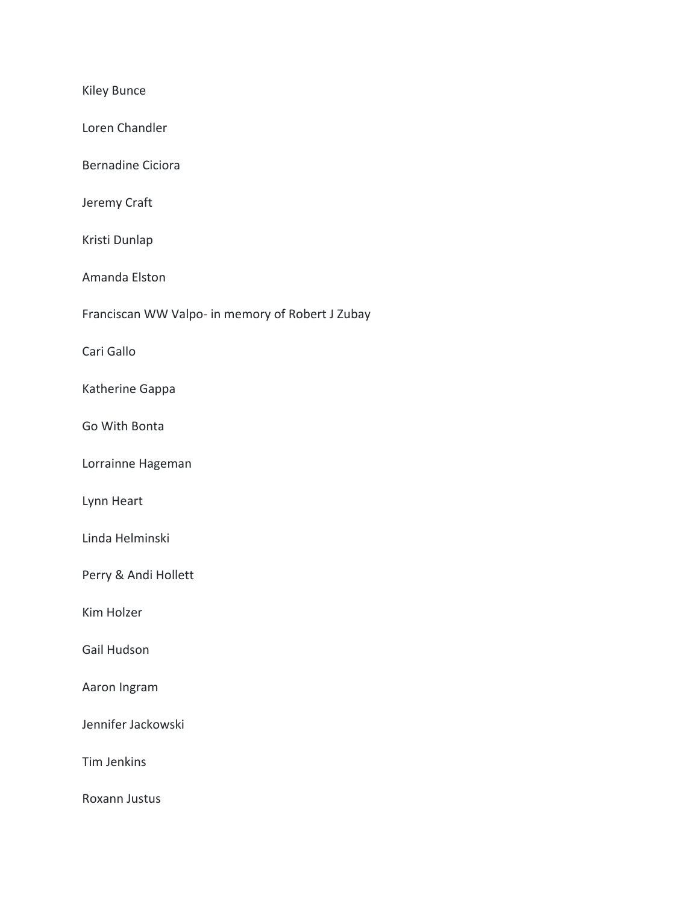Kiley Bunce

Loren Chandler

Bernadine Ciciora

Jeremy Craft

Kristi Dunlap

Amanda Elston

Franciscan WW Valpo- in memory of Robert J Zubay

Cari Gallo

Katherine Gappa

Go With Bonta

Lorrainne Hageman

Lynn Heart

Linda Helminski

Perry & Andi Hollett

Kim Holzer

Gail Hudson

Aaron Ingram

Jennifer Jackowski

Tim Jenkins

Roxann Justus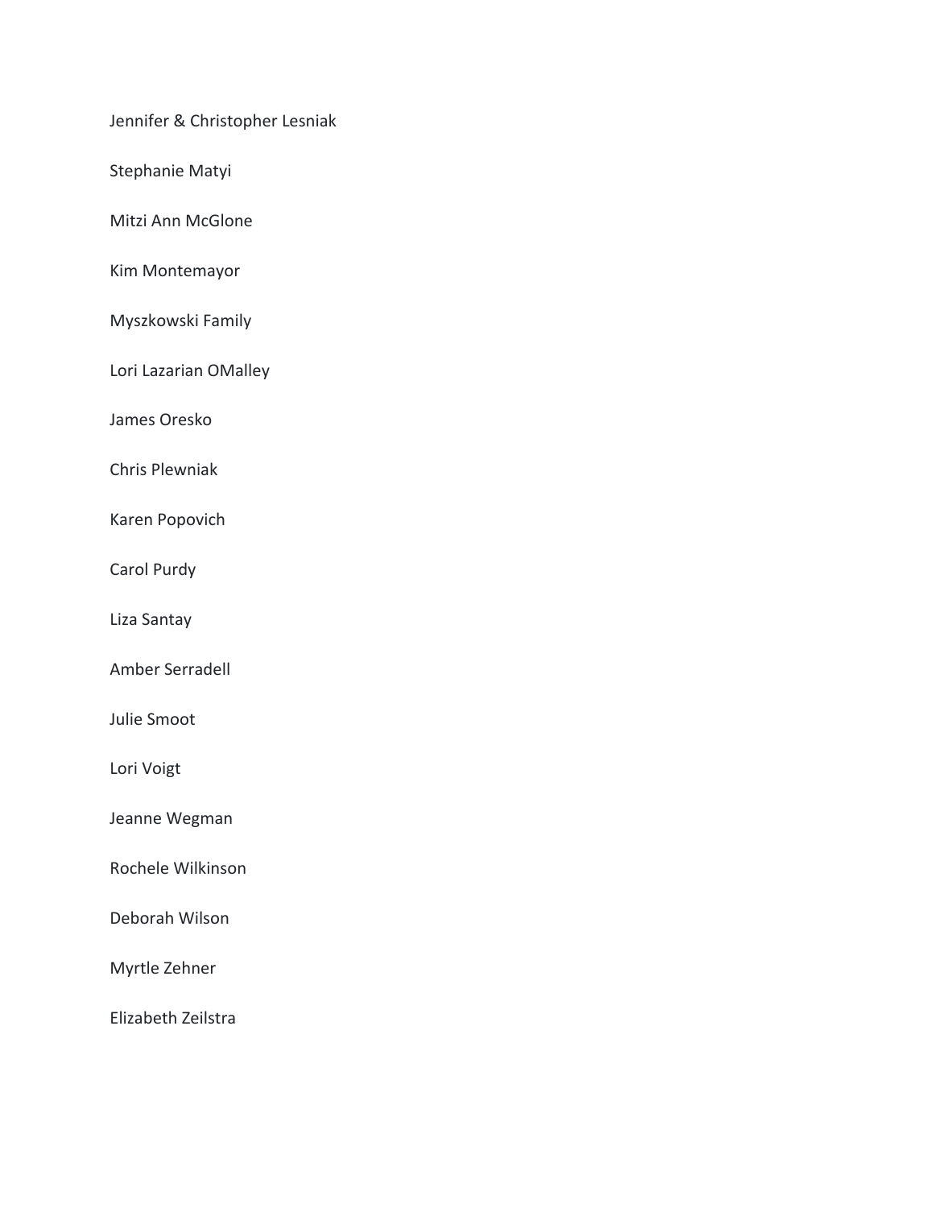Jennifer & Christopher Lesniak

Stephanie Matyi

Mitzi Ann McGlone

Kim Montemayor

Myszkowski Family

Lori Lazarian OMalley

James Oresko

Chris Plewniak

Karen Popovich

Carol Purdy

Liza Santay

Amber Serradell

Julie Smoot

Lori Voigt

Jeanne Wegman

Rochele Wilkinson

Deborah Wilson

Myrtle Zehner

Elizabeth Zeilstra